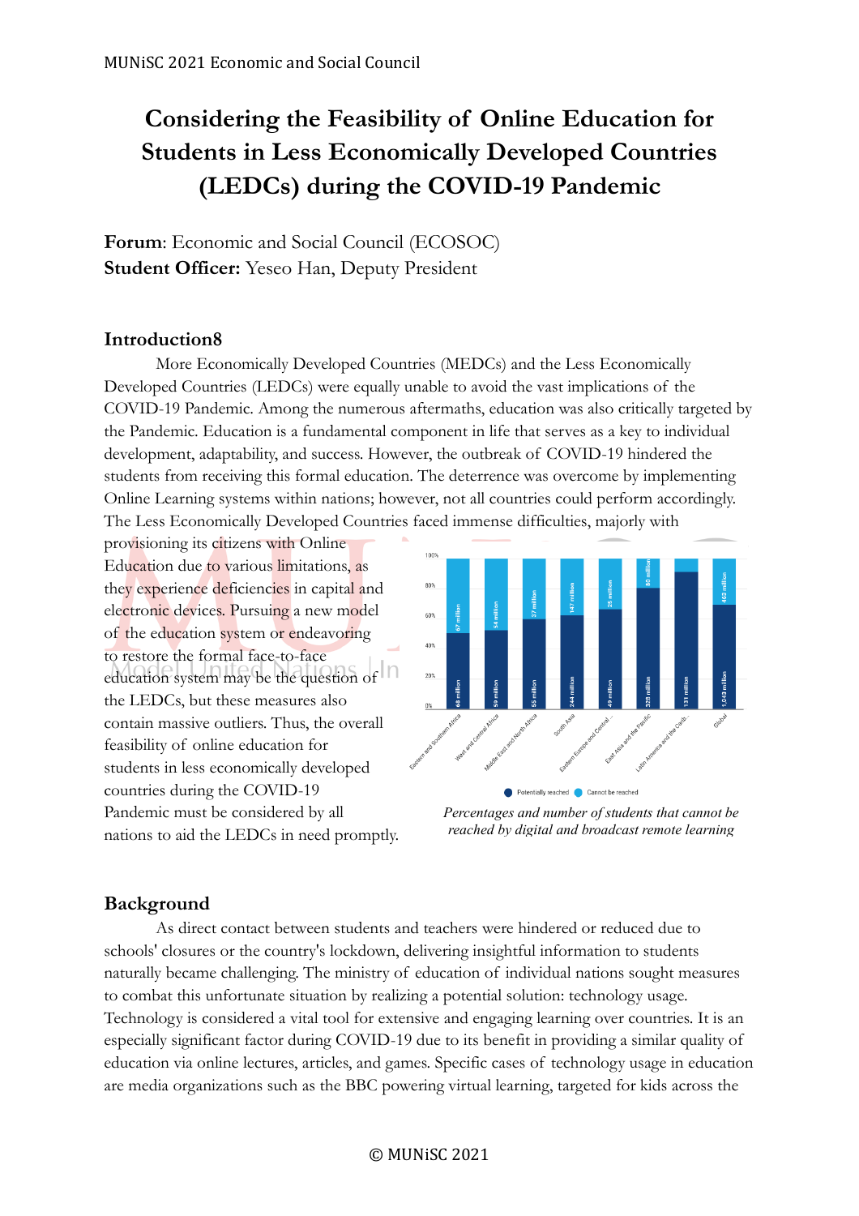MUNiSC 2021 Economic and Social Council

# Considering the Feasibility of Online Education for Students in Less Economically Developed Countries (LEDCs) during the COVID-19 Pandemic

**Forum**: Economic and Social Council (ECOSOC)
**Student Officer:** Yeseo Han, Deputy President

## Introduction8

More Economically Developed Countries (MEDCs) and the Less Economically Developed Countries (LEDCs) were equally unable to avoid the vast implications of the COVID-19 Pandemic. Among the numerous aftermaths, education was also critically targeted by the Pandemic. Education is a fundamental component in life that serves as a key to individual development, adaptability, and success. However, the outbreak of COVID-19 hindered the students from receiving this formal education. The deterrence was overcome by implementing Online Learning systems within nations; however, not all countries could perform accordingly. The Less Economically Developed Countries faced immense difficulties, majorly with provisioning its citizens with Online Education due to various limitations, as they experience deficiencies in capital and electronic devices. Pursuing a new model of the education system or endeavoring to restore the formal face-to-face education system may be the question of the LEDCs, but these measures also contain massive outliers. Thus, the overall feasibility of online education for students in less economically developed countries during the COVID-19 Pandemic must be considered by all nations to aid the LEDCs in need promptly.

| Region | Potentially reached | Cannot be reached |
| --- | --- | --- |
| Eastern and Southern Africa | 68 million | 67 million |
| West and Central Africa | 59 million | 54 million |
| Middle East and North Africa | 55 million | 37 million |
| South Asia | 244 million | 147 million |
| Eastern Europe and Central ... | 49 million | 25 million |
| East Asia and the Pacific | 328 million | 80 million |
| Latin America and the Carib... | 131 million | |
| Global | 1,043 million | 463 million |

*Percentages and number of students that cannot be reached by digital and broadcast remote learning*

## Background

As direct contact between students and teachers were hindered or reduced due to schools' closures or the country's lockdown, delivering insightful information to students naturally became challenging. The ministry of education of individual nations sought measures to combat this unfortunate situation by realizing a potential solution: technology usage. Technology is considered a vital tool for extensive and engaging learning over countries. It is an especially significant factor during COVID-19 due to its benefit in providing a similar quality of education via online lectures, articles, and games. Specific cases of technology usage in education are media organizations such as the BBC powering virtual learning, targeted for kids across the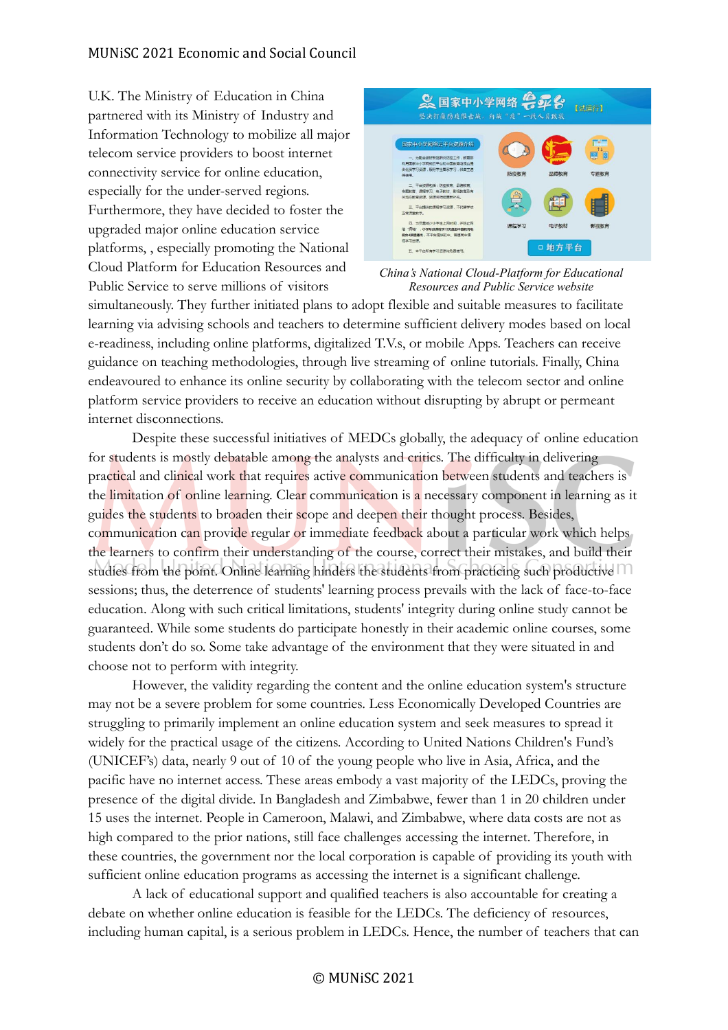U.K. The Ministry of Education in China partnered with its Ministry of Industry and Information Technology to mobilize all major telecom service providers to boost internet connectivity service for online education, especially for the under-served regions. Furthermore, they have decided to foster the upgraded major online education service platforms, , especially promoting the National Cloud Platform for Education Resources and Public Service to serve millions of visitors simultaneously. They further initiated plans to adopt flexible and suitable measures to facilitate learning via advising schools and teachers to determine sufficient delivery modes based on local e-readiness, including online platforms, digitalized T.V.s, or mobile Apps. Teachers can receive guidance on teaching methodologies, through live streaming of online tutorials. Finally, China endeavoured to enhance its online security by collaborating with the telecom sector and online platform service providers to receive an education without disrupting by abrupt or permeant internet disconnections.

*China's National Cloud-Platform for Educational Resources and Public Service website*

Despite these successful initiatives of MEDCs globally, the adequacy of online education for students is mostly debatable among the analysts and critics. The difficulty in delivering practical and clinical work that requires active communication between students and teachers is the limitation of online learning. Clear communication is a necessary component in learning as it guides the students to broaden their scope and deepen their thought process. Besides, communication can provide regular or immediate feedback about a particular work which helps the learners to confirm their understanding of the course, correct their mistakes, and build their studies from the point. Online learning hinders the students from practicing such productive sessions; thus, the deterrence of students' learning process prevails with the lack of face-to-face education. Along with such critical limitations, students' integrity during online study cannot be guaranteed. While some students do participate honestly in their academic online courses, some students don't do so. Some take advantage of the environment that they were situated in and choose not to perform with integrity.

However, the validity regarding the content and the online education system's structure may not be a severe problem for some countries. Less Economically Developed Countries are struggling to primarily implement an online education system and seek measures to spread it widely for the practical usage of the citizens. According to United Nations Children's Fund's (UNICEF's) data, nearly 9 out of 10 of the young people who live in Asia, Africa, and the pacific have no internet access. These areas embody a vast majority of the LEDCs, proving the presence of the digital divide. In Bangladesh and Zimbabwe, fewer than 1 in 20 children under 15 uses the internet. People in Cameroon, Malawi, and Zimbabwe, where data costs are not as high compared to the prior nations, still face challenges accessing the internet. Therefore, in these countries, the government nor the local corporation is capable of providing its youth with sufficient online education programs as accessing the internet is a significant challenge.

A lack of educational support and qualified teachers is also accountable for creating a debate on whether online education is feasible for the LEDCs. The deficiency of resources, including human capital, is a serious problem in LEDCs. Hence, the number of teachers that can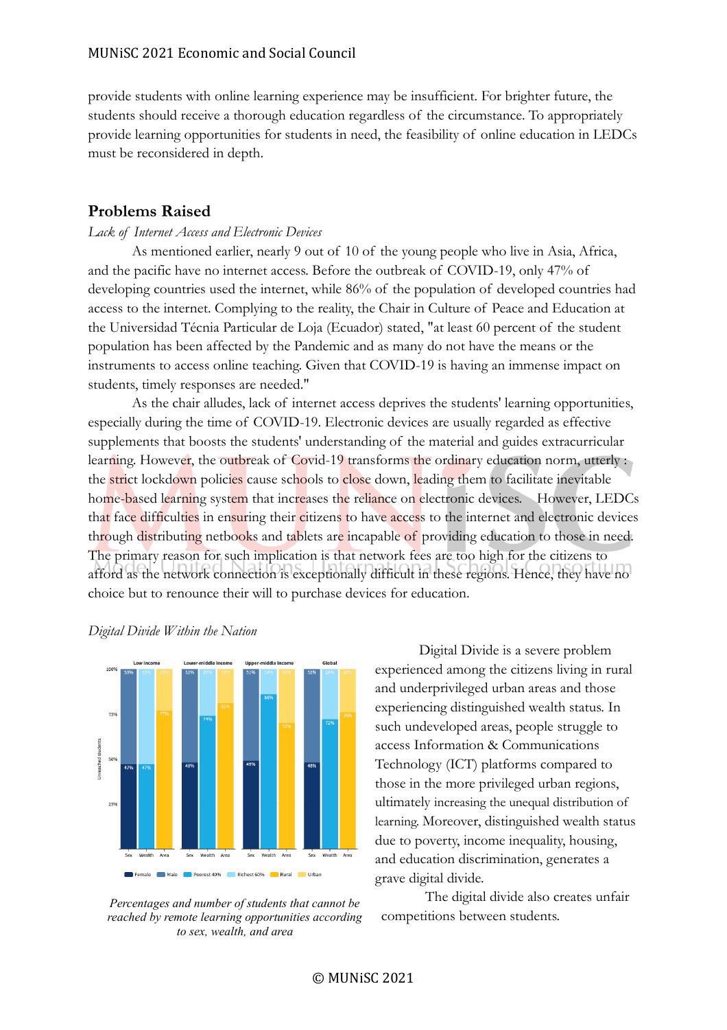provide students with online learning experience may be insufficient. For brighter future, the students should receive a thorough education regardless of the circumstance. To appropriately provide learning opportunities for students in need, the feasibility of online education in LEDCs must be reconsidered in depth.

## Problems Raised

*Lack of Internet Access and Electronic Devices*

As mentioned earlier, nearly 9 out of 10 of the young people who live in Asia, Africa, and the pacific have no internet access. Before the outbreak of COVID-19, only 47% of developing countries used the internet, while 86% of the population of developed countries had access to the internet. Complying to the reality, the Chair in Culture of Peace and Education at the Universidad Técnia Particular de Loja (Ecuador) stated, "at least 60 percent of the student population has been affected by the Pandemic and as many do not have the means or the instruments to access online teaching. Given that COVID-19 is having an immense impact on students, timely responses are needed."

As the chair alludes, lack of internet access deprives the students' learning opportunities, especially during the time of COVID-19. Electronic devices are usually regarded as effective supplements that boosts the students' understanding of the material and guides extracurricular learning. However, the outbreak of Covid-19 transforms the ordinary education norm, utterly : the strict lockdown policies cause schools to close down, leading them to facilitate inevitable home-based learning system that increases the reliance on electronic devices. However, LEDCs that face difficulties in ensuring their citizens to have access to the internet and electronic devices through distributing netbooks and tablets are incapable of providing education to those in need. The primary reason for such implication is that network fees are too high for the citizens to afford as the network connection is exceptionally difficult in these regions. Hence, they have no choice but to renounce their will to purchase devices for education.

*Digital Divide Within the Nation*

| | Low income | | | Lower-middle income | | | Upper-middle income | | | Global | | |
|---|---|---|---|---|---|---|---|---|---|---|---|---|
| | Sex | Wealth | Area | Sex | Wealth | Area | Sex | Wealth | Area | Sex | Wealth | Area |
| Female / Poorest 40% / Rural | 47% | 47% | 77% | 48% | 74% | 81% | 49% | 86% | 70% | 48% | 72% | 76% |
| Male / Richest 60% / Urban | 53% | 53% | 23% | 52% | 26% | 19% | 51% | 14% | 30% | 52% | 28% | 24% |

*Percentages and number of students that cannot be reached by remote learning opportunities according to sex, wealth, and area*

Digital Divide is a severe problem experienced among the citizens living in rural and underprivileged urban areas and those experiencing distinguished wealth status. In such undeveloped areas, people struggle to access Information & Communications Technology (ICT) platforms compared to those in the more privileged urban regions, ultimately increasing the unequal distribution of learning. Moreover, distinguished wealth status due to poverty, income inequality, housing, and education discrimination, generates a grave digital divide.

The digital divide also creates unfair competitions between students.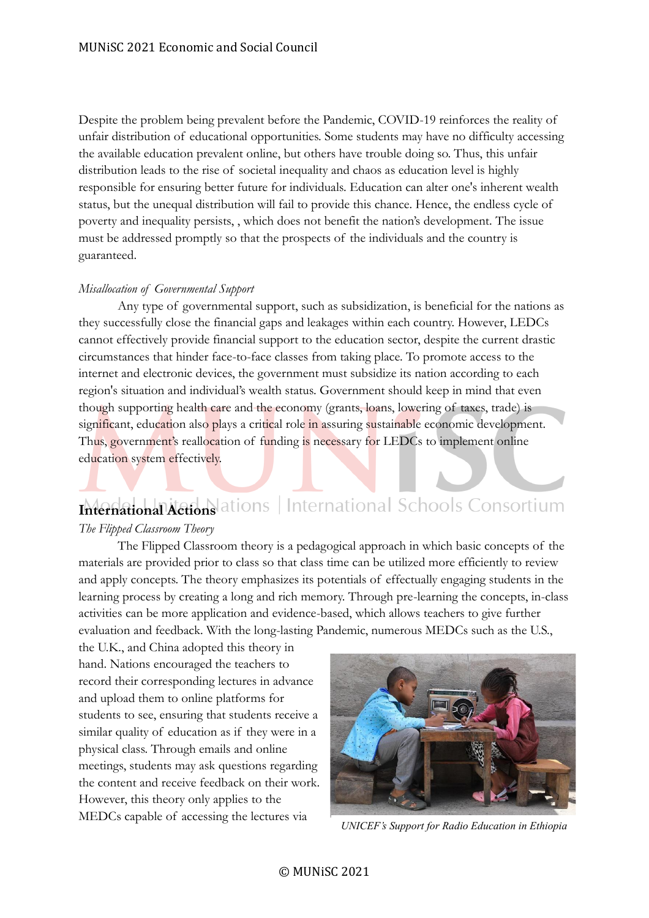Despite the problem being prevalent before the Pandemic, COVID-19 reinforces the reality of unfair distribution of educational opportunities. Some students may have no difficulty accessing the available education prevalent online, but others have trouble doing so. Thus, this unfair distribution leads to the rise of societal inequality and chaos as education level is highly responsible for ensuring better future for individuals. Education can alter one's inherent wealth status, but the unequal distribution will fail to provide this chance. Hence, the endless cycle of poverty and inequality persists, , which does not benefit the nation's development. The issue must be addressed promptly so that the prospects of the individuals and the country is guaranteed.

*Misallocation of Governmental Support*

Any type of governmental support, such as subsidization, is beneficial for the nations as they successfully close the financial gaps and leakages within each country. However, LEDCs cannot effectively provide financial support to the education sector, despite the current drastic circumstances that hinder face-to-face classes from taking place. To promote access to the internet and electronic devices, the government must subsidize its nation according to each region's situation and individual's wealth status. Government should keep in mind that even though supporting health care and the economy (grants, loans, lowering of taxes, trade) is significant, education also plays a critical role in assuring sustainable economic development. Thus, government's reallocation of funding is necessary for LEDCs to implement online education system effectively.

## International Actions

*The Flipped Classroom Theory*

The Flipped Classroom theory is a pedagogical approach in which basic concepts of the materials are provided prior to class so that class time can be utilized more efficiently to review and apply concepts. The theory emphasizes its potentials of effectually engaging students in the learning process by creating a long and rich memory. Through pre-learning the concepts, in-class activities can be more application and evidence-based, which allows teachers to give further evaluation and feedback. With the long-lasting Pandemic, numerous MEDCs such as the U.S., the U.K., and China adopted this theory in hand. Nations encouraged the teachers to record their corresponding lectures in advance and upload them to online platforms for students to see, ensuring that students receive a similar quality of education as if they were in a physical class. Through emails and online meetings, students may ask questions regarding the content and receive feedback on their work. However, this theory only applies to the MEDCs capable of accessing the lectures via

*UNICEF's Support for Radio Education in Ethiopia*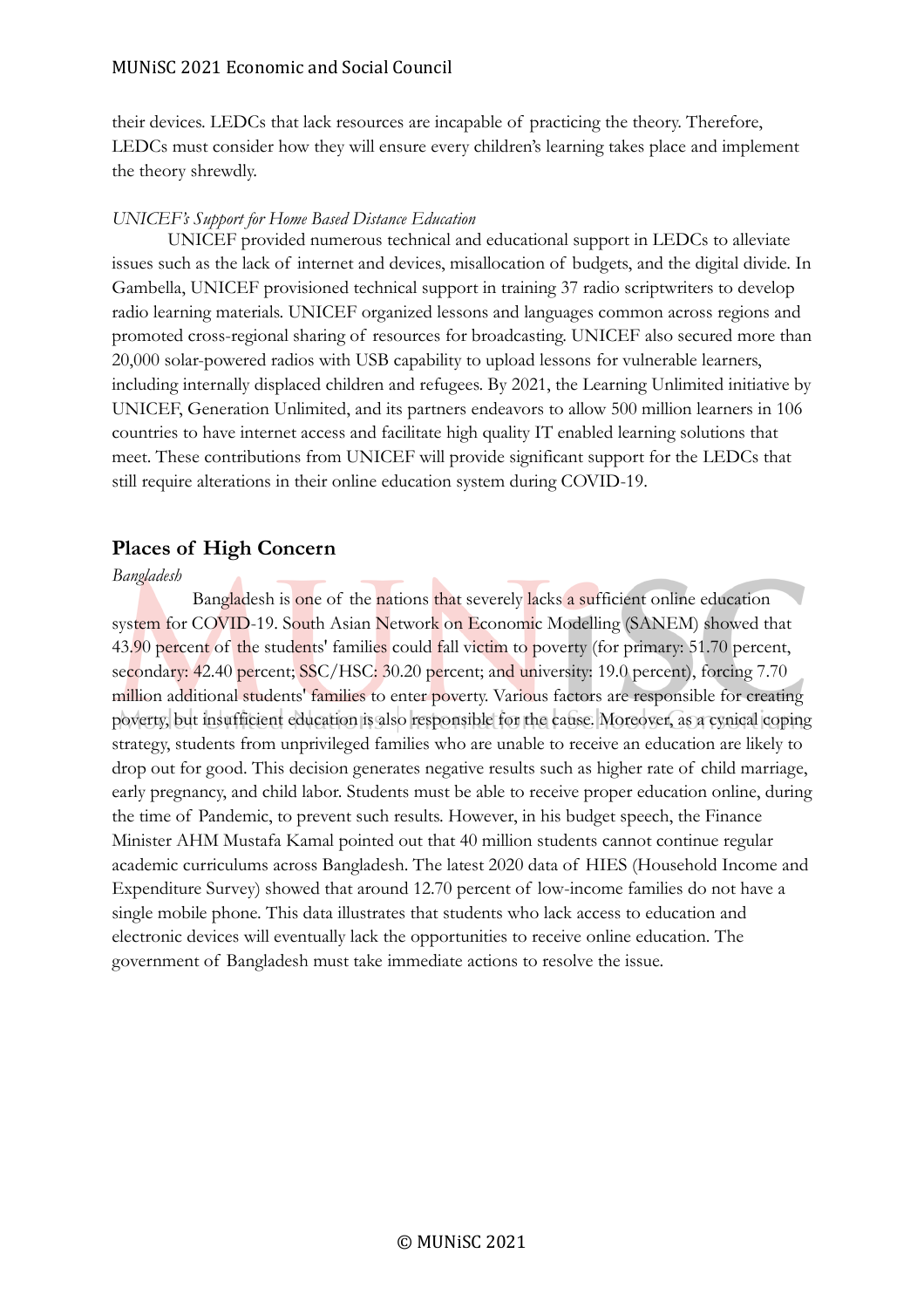their devices. LEDCs that lack resources are incapable of practicing the theory. Therefore, LEDCs must consider how they will ensure every children's learning takes place and implement the theory shrewdly.

*UNICEF's Support for Home Based Distance Education*

UNICEF provided numerous technical and educational support in LEDCs to alleviate issues such as the lack of internet and devices, misallocation of budgets, and the digital divide. In Gambella, UNICEF provisioned technical support in training 37 radio scriptwriters to develop radio learning materials. UNICEF organized lessons and languages common across regions and promoted cross-regional sharing of resources for broadcasting. UNICEF also secured more than 20,000 solar-powered radios with USB capability to upload lessons for vulnerable learners, including internally displaced children and refugees. By 2021, the Learning Unlimited initiative by UNICEF, Generation Unlimited, and its partners endeavors to allow 500 million learners in 106 countries to have internet access and facilitate high quality IT enabled learning solutions that meet. These contributions from UNICEF will provide significant support for the LEDCs that still require alterations in their online education system during COVID-19.

## Places of High Concern

*Bangladesh*

Bangladesh is one of the nations that severely lacks a sufficient online education system for COVID-19. South Asian Network on Economic Modelling (SANEM) showed that 43.90 percent of the students' families could fall victim to poverty (for primary: 51.70 percent, secondary: 42.40 percent; SSC/HSC: 30.20 percent; and university: 19.0 percent), forcing 7.70 million additional students' families to enter poverty. Various factors are responsible for creating poverty, but insufficient education is also responsible for the cause. Moreover, as a cynical coping strategy, students from unprivileged families who are unable to receive an education are likely to drop out for good. This decision generates negative results such as higher rate of child marriage, early pregnancy, and child labor. Students must be able to receive proper education online, during the time of Pandemic, to prevent such results. However, in his budget speech, the Finance Minister AHM Mustafa Kamal pointed out that 40 million students cannot continue regular academic curriculums across Bangladesh. The latest 2020 data of HIES (Household Income and Expenditure Survey) showed that around 12.70 percent of low-income families do not have a single mobile phone. This data illustrates that students who lack access to education and electronic devices will eventually lack the opportunities to receive online education. The government of Bangladesh must take immediate actions to resolve the issue.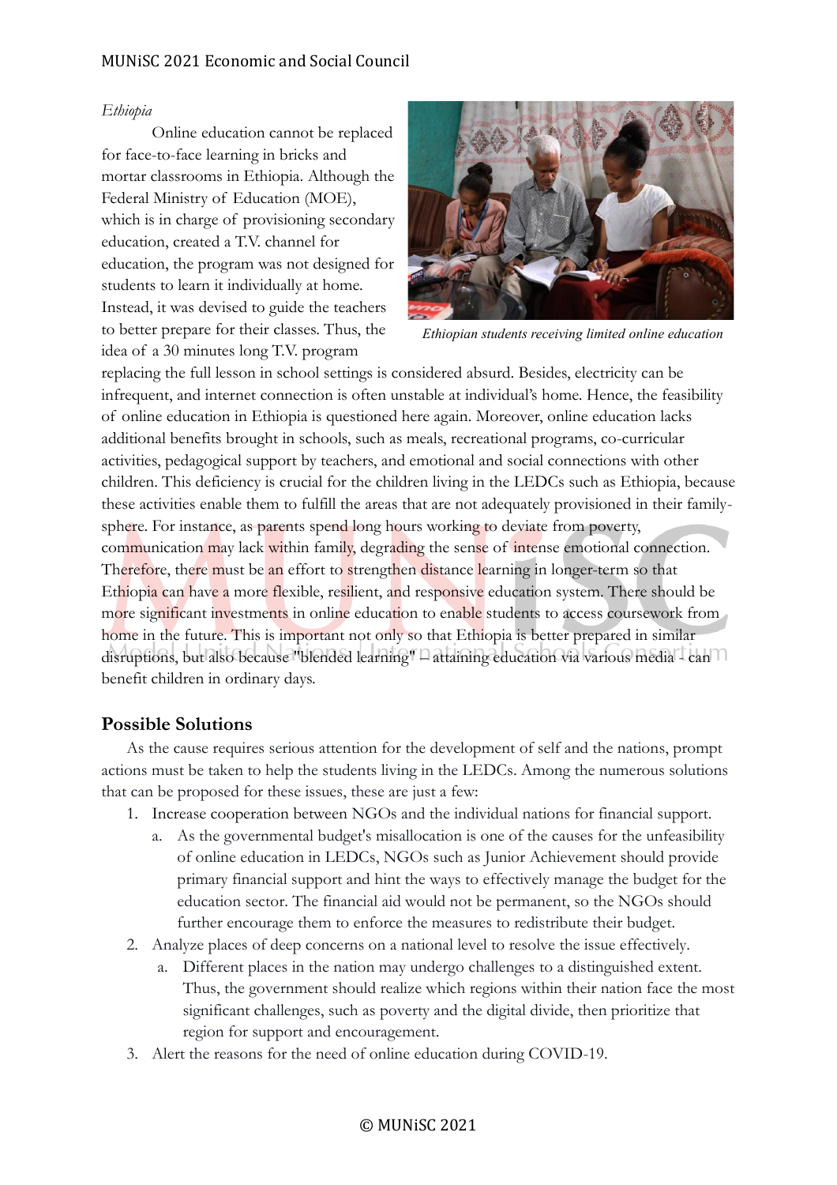*Ethiopia*

Online education cannot be replaced for face-to-face learning in bricks and mortar classrooms in Ethiopia. Although the Federal Ministry of Education (MOE), which is in charge of provisioning secondary education, created a T.V. channel for education, the program was not designed for students to learn it individually at home. Instead, it was devised to guide the teachers to better prepare for their classes. Thus, the idea of a 30 minutes long T.V. program replacing the full lesson in school settings is considered absurd. Besides, electricity can be infrequent, and internet connection is often unstable at individual's home. Hence, the feasibility of online education in Ethiopia is questioned here again. Moreover, online education lacks additional benefits brought in schools, such as meals, recreational programs, co-curricular activities, pedagogical support by teachers, and emotional and social connections with other children. This deficiency is crucial for the children living in the LEDCs such as Ethiopia, because these activities enable them to fulfill the areas that are not adequately provisioned in their family-sphere. For instance, as parents spend long hours working to deviate from poverty, communication may lack within family, degrading the sense of intense emotional connection. Therefore, there must be an effort to strengthen distance learning in longer-term so that Ethiopia can have a more flexible, resilient, and responsive education system. There should be more significant investments in online education to enable students to access coursework from home in the future. This is important not only so that Ethiopia is better prepared in similar disruptions, but also because "blended learning" – attaining education via various media - can benefit children in ordinary days.

*Ethiopian students receiving limited online education*

## Possible Solutions

As the cause requires serious attention for the development of self and the nations, prompt actions must be taken to help the students living in the LEDCs. Among the numerous solutions that can be proposed for these issues, these are just a few:

1. Increase cooperation between NGOs and the individual nations for financial support.
   a. As the governmental budget's misallocation is one of the causes for the unfeasibility of online education in LEDCs, NGOs such as Junior Achievement should provide primary financial support and hint the ways to effectively manage the budget for the education sector. The financial aid would not be permanent, so the NGOs should further encourage them to enforce the measures to redistribute their budget.
2. Analyze places of deep concerns on a national level to resolve the issue effectively.
   a. Different places in the nation may undergo challenges to a distinguished extent. Thus, the government should realize which regions within their nation face the most significant challenges, such as poverty and the digital divide, then prioritize that region for support and encouragement.
3. Alert the reasons for the need of online education during COVID-19.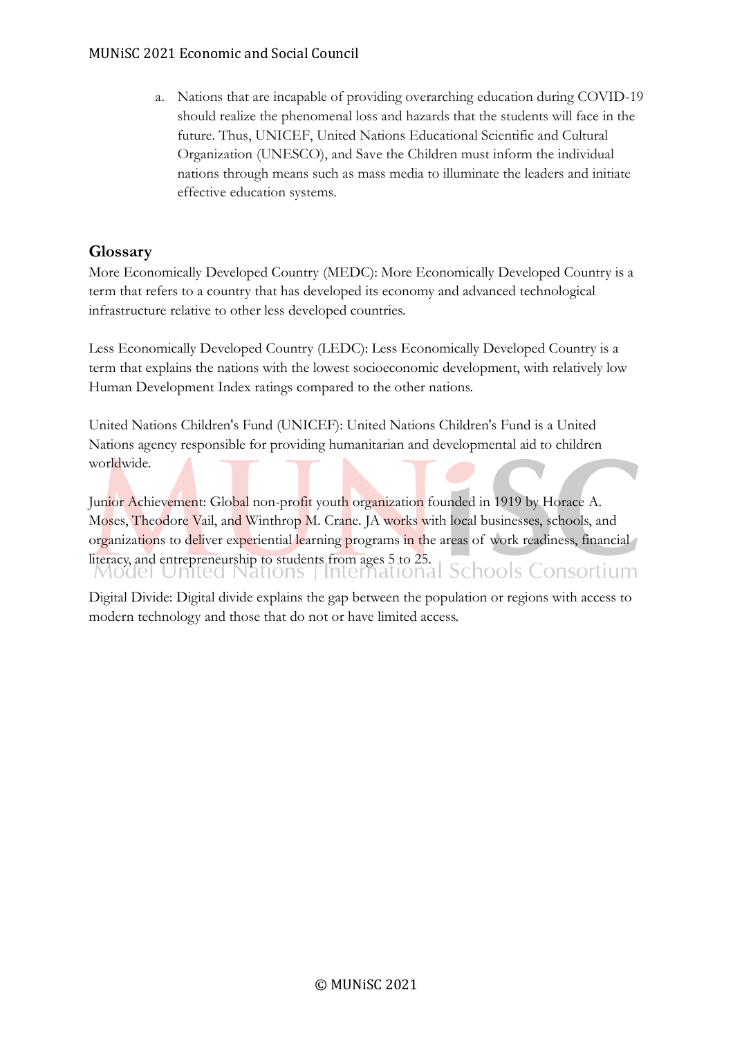a. Nations that are incapable of providing overarching education during COVID-19 should realize the phenomenal loss and hazards that the students will face in the future. Thus, UNICEF, United Nations Educational Scientific and Cultural Organization (UNESCO), and Save the Children must inform the individual nations through means such as mass media to illuminate the leaders and initiate effective education systems.

## Glossary

More Economically Developed Country (MEDC): More Economically Developed Country is a term that refers to a country that has developed its economy and advanced technological infrastructure relative to other less developed countries.

Less Economically Developed Country (LEDC): Less Economically Developed Country is a term that explains the nations with the lowest socioeconomic development, with relatively low Human Development Index ratings compared to the other nations.

United Nations Children's Fund (UNICEF): United Nations Children's Fund is a United Nations agency responsible for providing humanitarian and developmental aid to children worldwide.

Junior Achievement: Global non-profit youth organization founded in 1919 by Horace A. Moses, Theodore Vail, and Winthrop M. Crane. JA works with local businesses, schools, and organizations to deliver experiential learning programs in the areas of work readiness, financial literacy, and entrepreneurship to students from ages 5 to 25.

Digital Divide: Digital divide explains the gap between the population or regions with access to modern technology and those that do not or have limited access.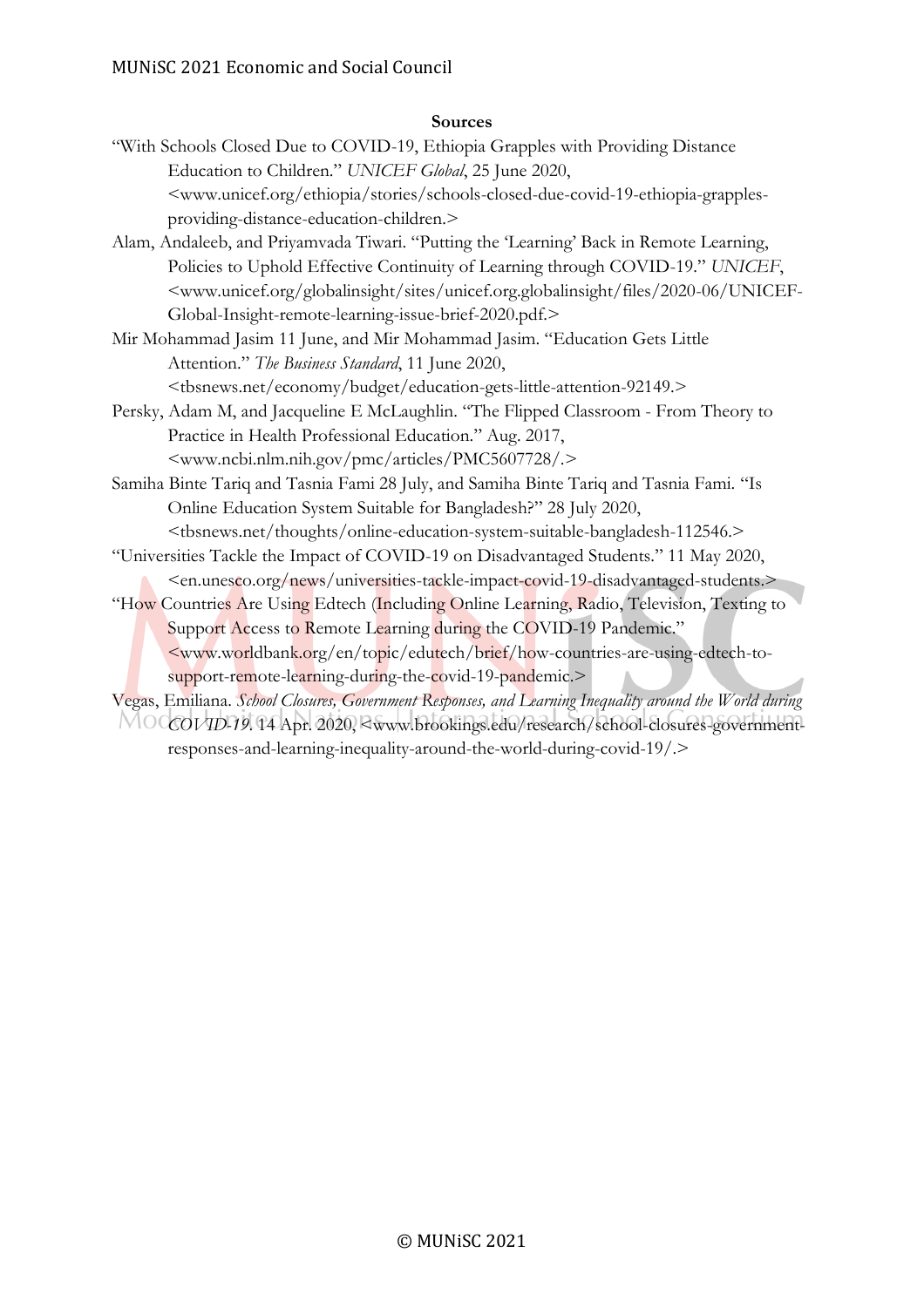**Sources**

"With Schools Closed Due to COVID-19, Ethiopia Grapples with Providing Distance Education to Children." *UNICEF Global*, 25 June 2020, <www.unicef.org/ethiopia/stories/schools-closed-due-covid-19-ethiopia-grapples-providing-distance-education-children.>

Alam, Andaleeb, and Priyamvada Tiwari. "Putting the 'Learning' Back in Remote Learning, Policies to Uphold Effective Continuity of Learning through COVID-19." *UNICEF*, <www.unicef.org/globalinsight/sites/unicef.org.globalinsight/files/2020-06/UNICEF-Global-Insight-remote-learning-issue-brief-2020.pdf.>

Mir Mohammad Jasim 11 June, and Mir Mohammad Jasim. "Education Gets Little Attention." *The Business Standard*, 11 June 2020, <tbsnews.net/economy/budget/education-gets-little-attention-92149.>

Persky, Adam M, and Jacqueline E McLaughlin. "The Flipped Classroom - From Theory to Practice in Health Professional Education." Aug. 2017, <www.ncbi.nlm.nih.gov/pmc/articles/PMC5607728/.>

Samiha Binte Tariq and Tasnia Fami 28 July, and Samiha Binte Tariq and Tasnia Fami. "Is Online Education System Suitable for Bangladesh?" 28 July 2020, <tbsnews.net/thoughts/online-education-system-suitable-bangladesh-112546.>

"Universities Tackle the Impact of COVID-19 on Disadvantaged Students." 11 May 2020, <en.unesco.org/news/universities-tackle-impact-covid-19-disadvantaged-students.>

"How Countries Are Using Edtech (Including Online Learning, Radio, Television, Texting to Support Access to Remote Learning during the COVID-19 Pandemic." <www.worldbank.org/en/topic/edutech/brief/how-countries-are-using-edtech-to-support-remote-learning-during-the-covid-19-pandemic.>

Vegas, Emiliana. *School Closures, Government Responses, and Learning Inequality around the World during COVID-19*. 14 Apr. 2020, <www.brookings.edu/research/school-closures-government-responses-and-learning-inequality-around-the-world-during-covid-19/.>